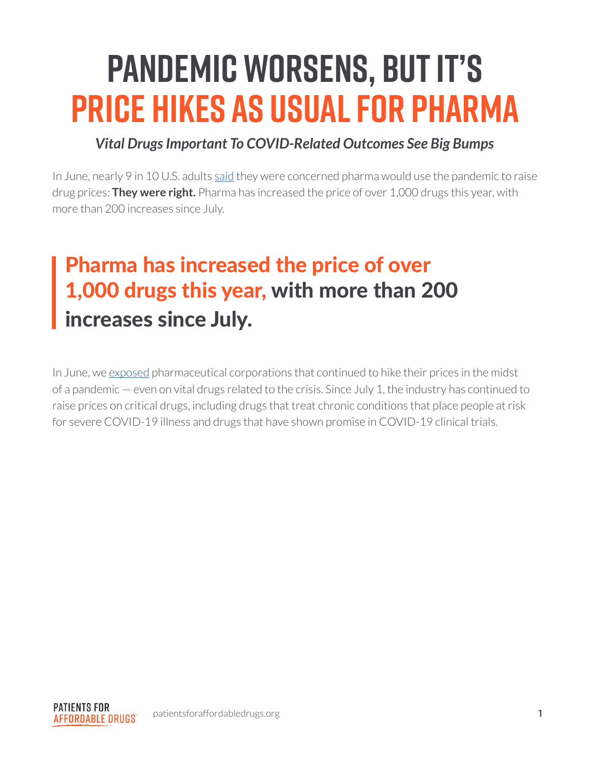# PANDEMIC WORSENS, BUT IT'S PRICE HIKES AS USUAL FOR PHARMA

***Vital Drugs Important To COVID-Related Outcomes See Big Bumps***

In June, nearly 9 in 10 U.S. adults said they were concerned pharma would use the pandemic to raise drug prices: **They were right.** Pharma has increased the price of over 1,000 drugs this year, with more than 200 increases since July.

> **Pharma has increased the price of over 1,000 drugs this year, with more than 200 increases since July.**

In June, we exposed pharmaceutical corporations that continued to hike their prices in the midst of a pandemic — even on vital drugs related to the crisis. Since July 1, the industry has continued to raise prices on critical drugs, including drugs that treat chronic conditions that place people at risk for severe COVID-19 illness and drugs that have shown promise in COVID-19 clinical trials.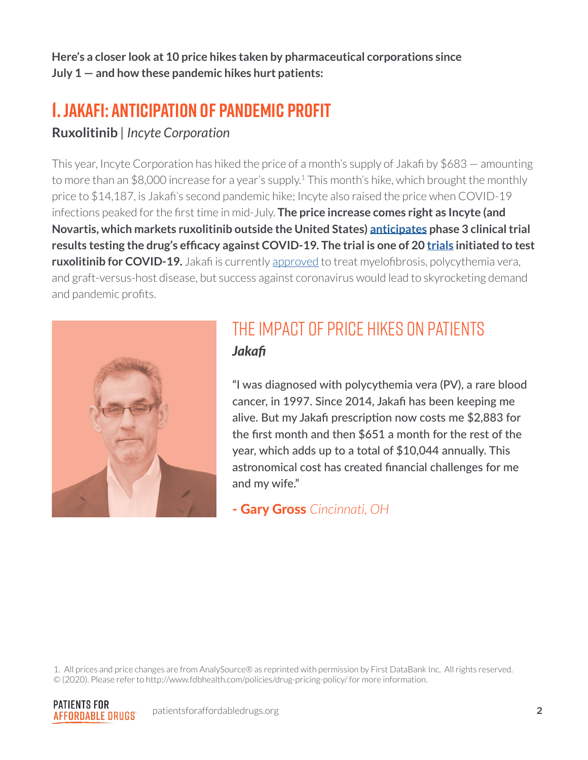**Here's a closer look at 10 price hikes taken by pharmaceutical corporations since July 1 — and how these pandemic hikes hurt patients:**

## 1. JAKAFI: ANTICIPATION OF PANDEMIC PROFIT

**Ruxolitinib** | *Incyte Corporation*

This year, Incyte Corporation has hiked the price of a month's supply of Jakafi by $683 — amounting to more than an $8,000 increase for a year's supply.[1] This month's hike, which brought the monthly price to $14,187, is Jakafi's second pandemic hike; Incyte also raised the price when COVID-19 infections peaked for the first time in mid-July. **The price increase comes right as Incyte (and Novartis, which markets ruxolitinib outside the United States) anticipates phase 3 clinical trial results testing the drug's efficacy against COVID-19. The trial is one of 20 trials initiated to test ruxolitinib for COVID-19.** Jakafi is currently approved to treat myelofibrosis, polycythemia vera, and graft-versus-host disease, but success against coronavirus would lead to skyrocketing demand and pandemic profits.

### THE IMPACT OF PRICE HIKES ON PATIENTS

***Jakafi***

"I was diagnosed with polycythemia vera (PV), a rare blood cancer, in 1997. Since 2014, Jakafi has been keeping me alive. But my Jakafi prescription now costs me $2,883 for the first month and then $651 a month for the rest of the year, which adds up to a total of $10,044 annually. This astronomical cost has created financial challenges for me and my wife."

**- Gary Gross** *Cincinnati, OH*

1. All prices and price changes are from AnalySource® as reprinted with permission by First DataBank Inc. All rights reserved. © (2020). Please refer to http://www.fdbhealth.com/policies/drug-pricing-policy/ for more information.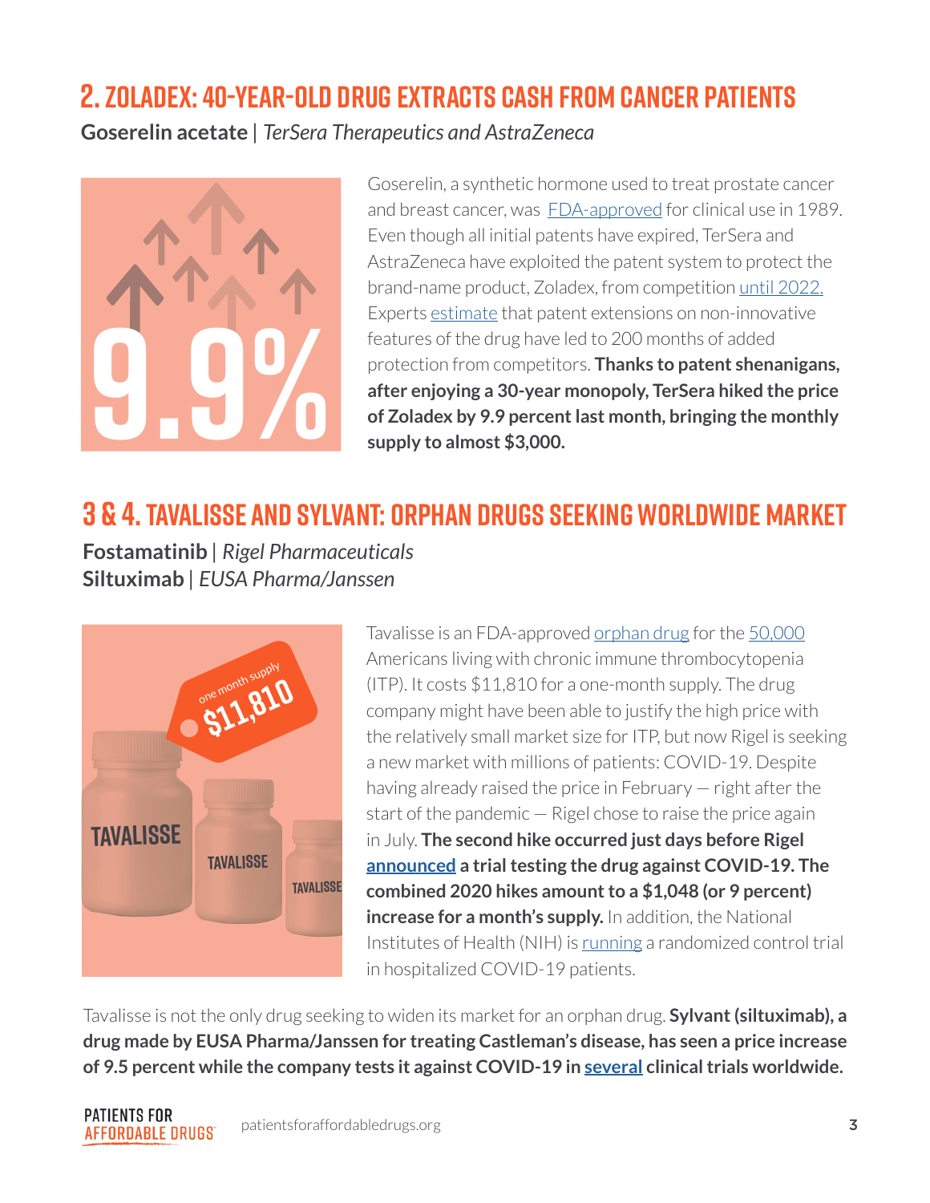## 2. ZOLADEX: 40-YEAR-OLD DRUG EXTRACTS CASH FROM CANCER PATIENTS

**Goserelin acetate** | *TerSera Therapeutics and AstraZeneca*

Goserelin, a synthetic hormone used to treat prostate cancer and breast cancer, was FDA-approved for clinical use in 1989. Even though all initial patents have expired, TerSera and AstraZeneca have exploited the patent system to protect the brand-name product, Zoladex, from competition until 2022. Experts estimate that patent extensions on non-innovative features of the drug have led to 200 months of added protection from competitors. **Thanks to patent shenanigans, after enjoying a 30-year monopoly, TerSera hiked the price of Zoladex by 9.9 percent last month, bringing the monthly supply to almost $3,000.**

## 3 & 4. TAVALISSE AND SYLVANT: ORPHAN DRUGS SEEKING WORLDWIDE MARKET

**Fostamatinib** | *Rigel Pharmaceuticals*
**Siltuximab** | *EUSA Pharma/Janssen*

Tavalisse is an FDA-approved orphan drug for the 50,000 Americans living with chronic immune thrombocytopenia (ITP). It costs $11,810 for a one-month supply. The drug company might have been able to justify the high price with the relatively small market size for ITP, but now Rigel is seeking a new market with millions of patients: COVID-19. Despite having already raised the price in February — right after the start of the pandemic — Rigel chose to raise the price again in July. **The second hike occurred just days before Rigel announced a trial testing the drug against COVID-19. The combined 2020 hikes amount to a $1,048 (or 9 percent) increase for a month's supply.** In addition, the National Institutes of Health (NIH) is running a randomized control trial in hospitalized COVID-19 patients.

Tavalisse is not the only drug seeking to widen its market for an orphan drug. **Sylvant (siltuximab), a drug made by EUSA Pharma/Janssen for treating Castleman's disease, has seen a price increase of 9.5 percent while the company tests it against COVID-19 in several clinical trials worldwide.**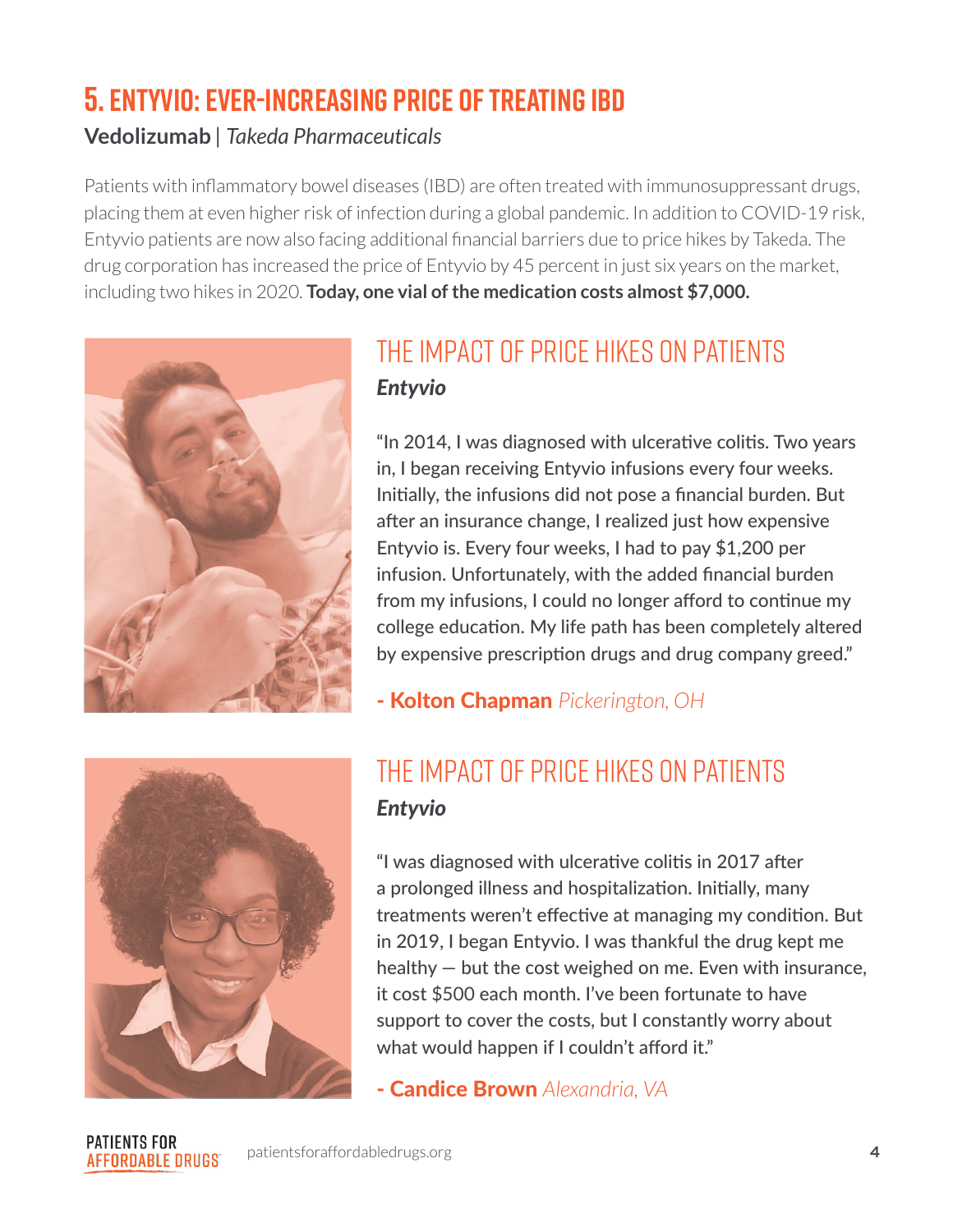# 5. ENTYVIO: EVER-INCREASING PRICE OF TREATING IBD

**Vedolizumab** | *Takeda Pharmaceuticals*

Patients with inflammatory bowel diseases (IBD) are often treated with immunosuppressant drugs, placing them at even higher risk of infection during a global pandemic. In addition to COVID-19 risk, Entyvio patients are now also facing additional financial barriers due to price hikes by Takeda. The drug corporation has increased the price of Entyvio by 45 percent in just six years on the market, including two hikes in 2020. **Today, one vial of the medication costs almost $7,000.**

## THE IMPACT OF PRICE HIKES ON PATIENTS

***Entyvio***

"In 2014, I was diagnosed with ulcerative colitis. Two years in, I began receiving Entyvio infusions every four weeks. Initially, the infusions did not pose a financial burden. But after an insurance change, I realized just how expensive Entyvio is. Every four weeks, I had to pay $1,200 per infusion. Unfortunately, with the added financial burden from my infusions, I could no longer afford to continue my college education. My life path has been completely altered by expensive prescription drugs and drug company greed."

**- Kolton Chapman** *Pickerington, OH*

## THE IMPACT OF PRICE HIKES ON PATIENTS

***Entyvio***

"I was diagnosed with ulcerative colitis in 2017 after a prolonged illness and hospitalization. Initially, many treatments weren't effective at managing my condition. But in 2019, I began Entyvio. I was thankful the drug kept me healthy — but the cost weighed on me. Even with insurance, it cost $500 each month. I've been fortunate to have support to cover the costs, but I constantly worry about what would happen if I couldn't afford it."

**- Candice Brown** *Alexandria, VA*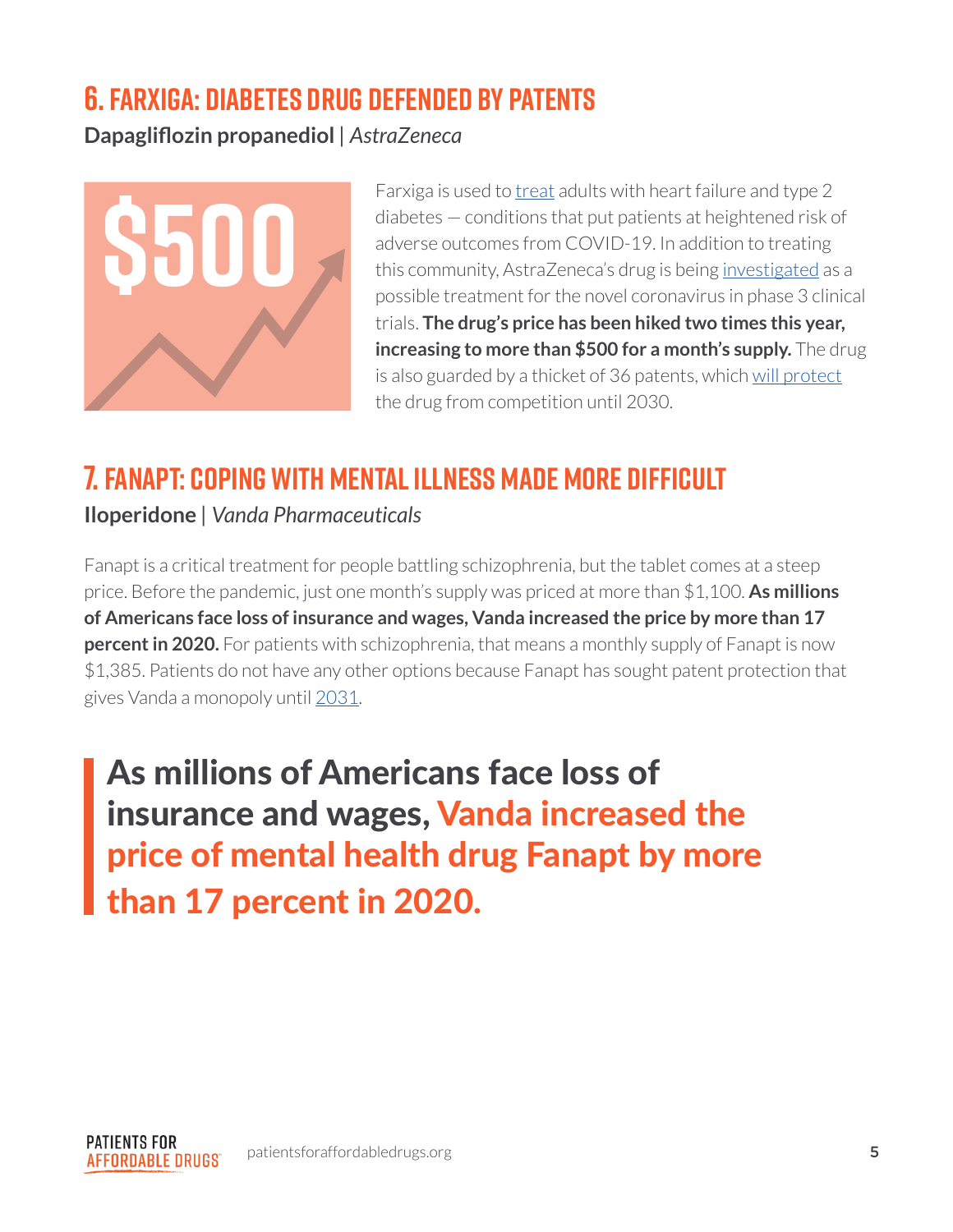## 6. Farxiga: Diabetes Drug Defended by Patents

**Dapagliflozin propanediol** | *AstraZeneca*

$500

Farxiga is used to treat adults with heart failure and type 2 diabetes — conditions that put patients at heightened risk of adverse outcomes from COVID-19. In addition to treating this community, AstraZeneca's drug is being investigated as a possible treatment for the novel coronavirus in phase 3 clinical trials. **The drug's price has been hiked two times this year, increasing to more than $500 for a month's supply.** The drug is also guarded by a thicket of 36 patents, which will protect the drug from competition until 2030.

## 7. Fanapt: Coping with Mental Illness Made More Difficult

**Iloperidone** | *Vanda Pharmaceuticals*

Fanapt is a critical treatment for people battling schizophrenia, but the tablet comes at a steep price. Before the pandemic, just one month's supply was priced at more than $1,100. **As millions of Americans face loss of insurance and wages, Vanda increased the price by more than 17 percent in 2020.** For patients with schizophrenia, that means a monthly supply of Fanapt is now $1,385. Patients do not have any other options because Fanapt has sought patent protection that gives Vanda a monopoly until 2031.

> **As millions of Americans face loss of insurance and wages, Vanda increased the price of mental health drug Fanapt by more than 17 percent in 2020.**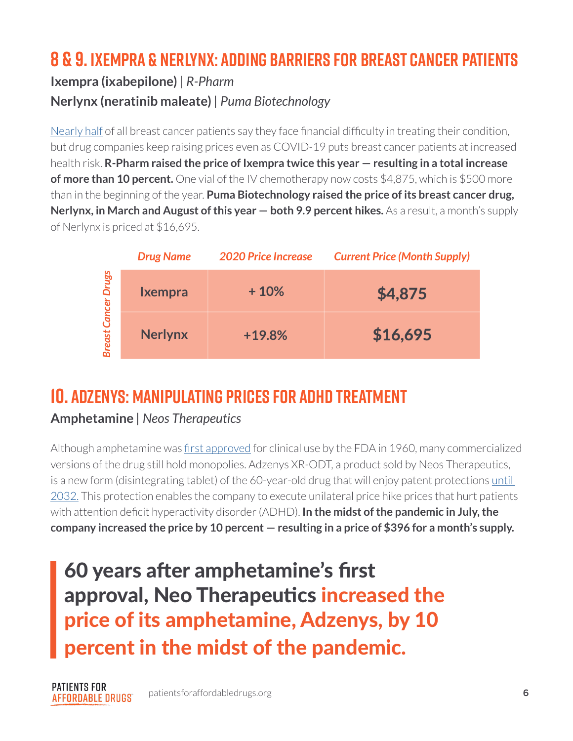## 8 & 9. IXEMPRA & NERLYNX: ADDING BARRIERS FOR BREAST CANCER PATIENTS

**Ixempra (ixabepilone)** | *R-Pharm*

**Nerlynx (neratinib maleate)** | *Puma Biotechnology*

Nearly half of all breast cancer patients say they face financial difficulty in treating their condition, but drug companies keep raising prices even as COVID-19 puts breast cancer patients at increased health risk. **R-Pharm raised the price of Ixempra twice this year — resulting in a total increase of more than 10 percent.** One vial of the IV chemotherapy now costs $4,875, which is $500 more than in the beginning of the year. **Puma Biotechnology raised the price of its breast cancer drug, Nerlynx, in March and August of this year — both 9.9 percent hikes.** As a result, a month's supply of Nerlynx is priced at $16,695.

| | *Drug Name* | *2020 Price Increase* | *Current Price (Month Supply)* |
|---|---|---|---|
| *Breast Cancer Drugs* | **Ixempra** | **+ 10%** | **$4,875** |
| | **Nerlynx** | **+19.8%** | **$16,695** |

## 10. ADZENYS: MANIPULATING PRICES FOR ADHD TREATMENT

**Amphetamine** | *Neos Therapeutics*

Although amphetamine was first approved for clinical use by the FDA in 1960, many commercialized versions of the drug still hold monopolies. Adzenys XR-ODT, a product sold by Neos Therapeutics, is a new form (disintegrating tablet) of the 60-year-old drug that will enjoy patent protections until 2032. This protection enables the company to execute unilateral price hike prices that hurt patients with attention deficit hyperactivity disorder (ADHD). **In the midst of the pandemic in July, the company increased the price by 10 percent — resulting in a price of $396 for a month's supply.**

> **60 years after amphetamine's first approval, Neo Therapeutics increased the price of its amphetamine, Adzenys, by 10 percent in the midst of the pandemic.**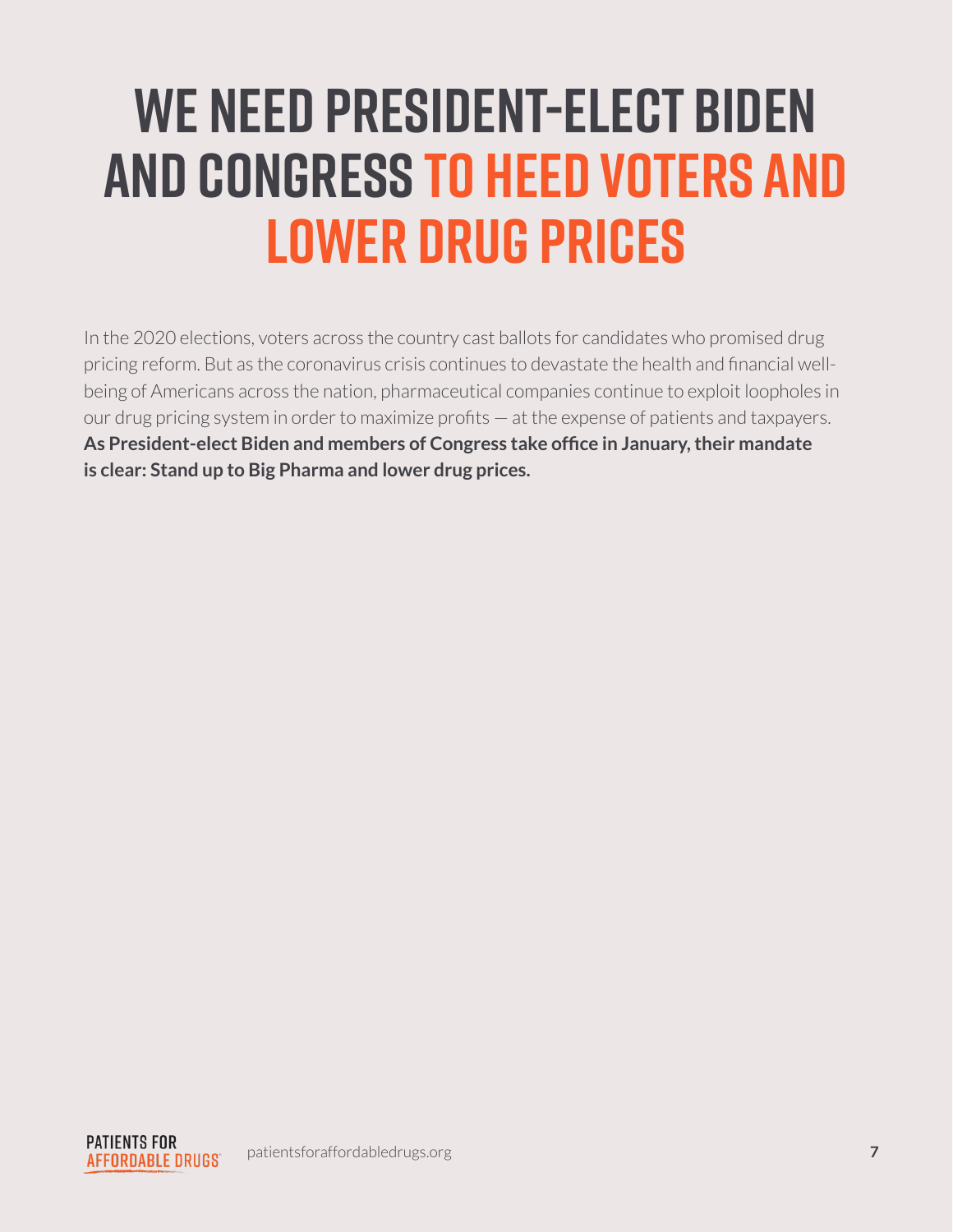# WE NEED PRESIDENT-ELECT BIDEN AND CONGRESS TO HEED VOTERS AND LOWER DRUG PRICES

In the 2020 elections, voters across the country cast ballots for candidates who promised drug pricing reform. But as the coronavirus crisis continues to devastate the health and financial well-being of Americans across the nation, pharmaceutical companies continue to exploit loopholes in our drug pricing system in order to maximize profits — at the expense of patients and taxpayers. **As President-elect Biden and members of Congress take office in January, their mandate is clear: Stand up to Big Pharma and lower drug prices.**